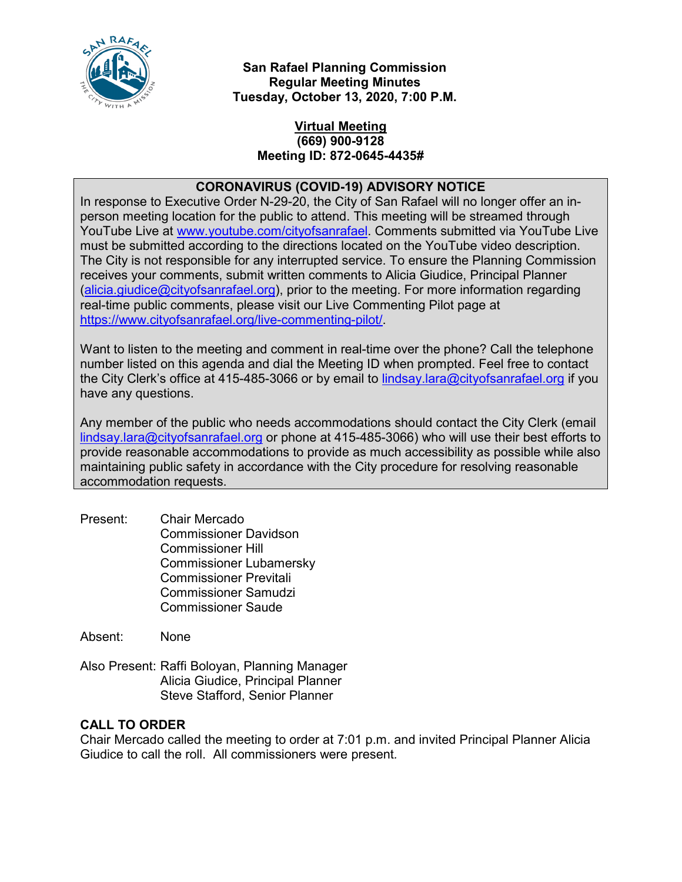**San Rafael Planning Commission**
**Regular Meeting Minutes**
**Tuesday, October 13, 2020, 7:00 P.M.**

**Virtual Meeting**
**(669) 900-9128**
**Meeting ID: 872-0645-4435#**

**CORONAVIRUS (COVID-19) ADVISORY NOTICE**

In response to Executive Order N-29-20, the City of San Rafael will no longer offer an in-person meeting location for the public to attend. This meeting will be streamed through YouTube Live at www.youtube.com/cityofsanrafael. Comments submitted via YouTube Live must be submitted according to the directions located on the YouTube video description. The City is not responsible for any interrupted service. To ensure the Planning Commission receives your comments, submit written comments to Alicia Giudice, Principal Planner (alicia.giudice@cityofsanrafael.org), prior to the meeting. For more information regarding real-time public comments, please visit our Live Commenting Pilot page at https://www.cityofsanrafael.org/live-commenting-pilot/.

Want to listen to the meeting and comment in real-time over the phone? Call the telephone number listed on this agenda and dial the Meeting ID when prompted. Feel free to contact the City Clerk's office at 415-485-3066 or by email to lindsay.lara@cityofsanrafael.org if you have any questions.

Any member of the public who needs accommodations should contact the City Clerk (email lindsay.lara@cityofsanrafael.org or phone at 415-485-3066) who will use their best efforts to provide reasonable accommodations to provide as much accessibility as possible while also maintaining public safety in accordance with the City procedure for resolving reasonable accommodation requests.

Present: Chair Mercado
Commissioner Davidson
Commissioner Hill
Commissioner Lubamersky
Commissioner Previtali
Commissioner Samudzi
Commissioner Saude

Absent: None

Also Present: Raffi Boloyan, Planning Manager
Alicia Giudice, Principal Planner
Steve Stafford, Senior Planner

## CALL TO ORDER

Chair Mercado called the meeting to order at 7:01 p.m. and invited Principal Planner Alicia Giudice to call the roll. All commissioners were present.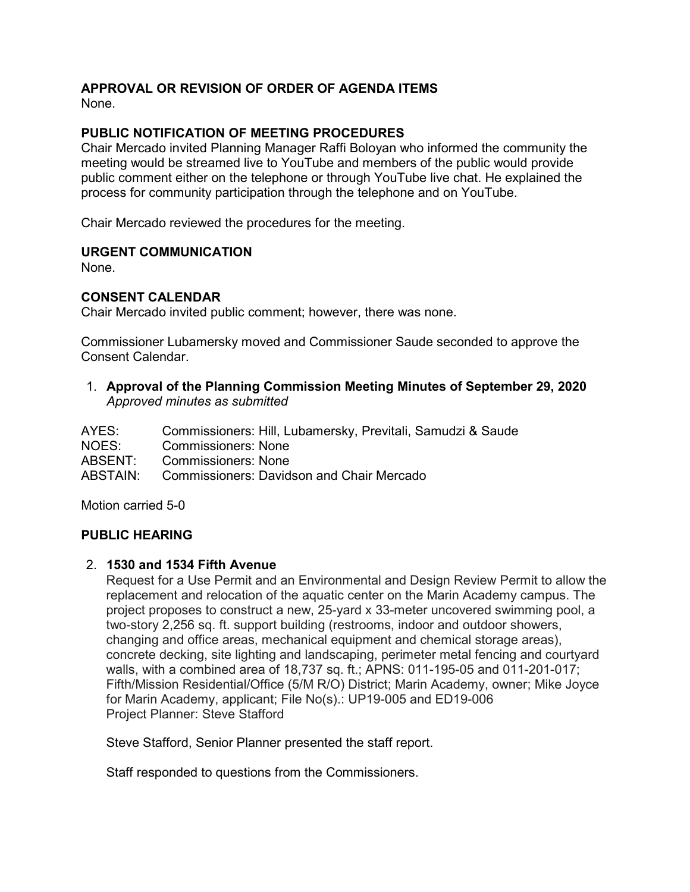**APPROVAL OR REVISION OF ORDER OF AGENDA ITEMS**
None.

**PUBLIC NOTIFICATION OF MEETING PROCEDURES**
Chair Mercado invited Planning Manager Raffi Boloyan who informed the community the meeting would be streamed live to YouTube and members of the public would provide public comment either on the telephone or through YouTube live chat. He explained the process for community participation through the telephone and on YouTube.

Chair Mercado reviewed the procedures for the meeting.

**URGENT COMMUNICATION**
None.

**CONSENT CALENDAR**
Chair Mercado invited public comment; however, there was none.

Commissioner Lubamersky moved and Commissioner Saude seconded to approve the Consent Calendar.

1. **Approval of the Planning Commission Meeting Minutes of September 29, 2020**
   *Approved minutes as submitted*

AYES: Commissioners: Hill, Lubamersky, Previtali, Samudzi & Saude
NOES: Commissioners: None
ABSENT: Commissioners: None
ABSTAIN: Commissioners: Davidson and Chair Mercado

Motion carried 5-0

**PUBLIC HEARING**

2. **1530 and 1534 Fifth Avenue**
   Request for a Use Permit and an Environmental and Design Review Permit to allow the replacement and relocation of the aquatic center on the Marin Academy campus. The project proposes to construct a new, 25-yard x 33-meter uncovered swimming pool, a two-story 2,256 sq. ft. support building (restrooms, indoor and outdoor showers, changing and office areas, mechanical equipment and chemical storage areas), concrete decking, site lighting and landscaping, perimeter metal fencing and courtyard walls, with a combined area of 18,737 sq. ft.; APNS: 011-195-05 and 011-201-017; Fifth/Mission Residential/Office (5/M R/O) District; Marin Academy, owner; Mike Joyce for Marin Academy, applicant; File No(s).: UP19-005 and ED19-006
   Project Planner: Steve Stafford

   Steve Stafford, Senior Planner presented the staff report.

   Staff responded to questions from the Commissioners.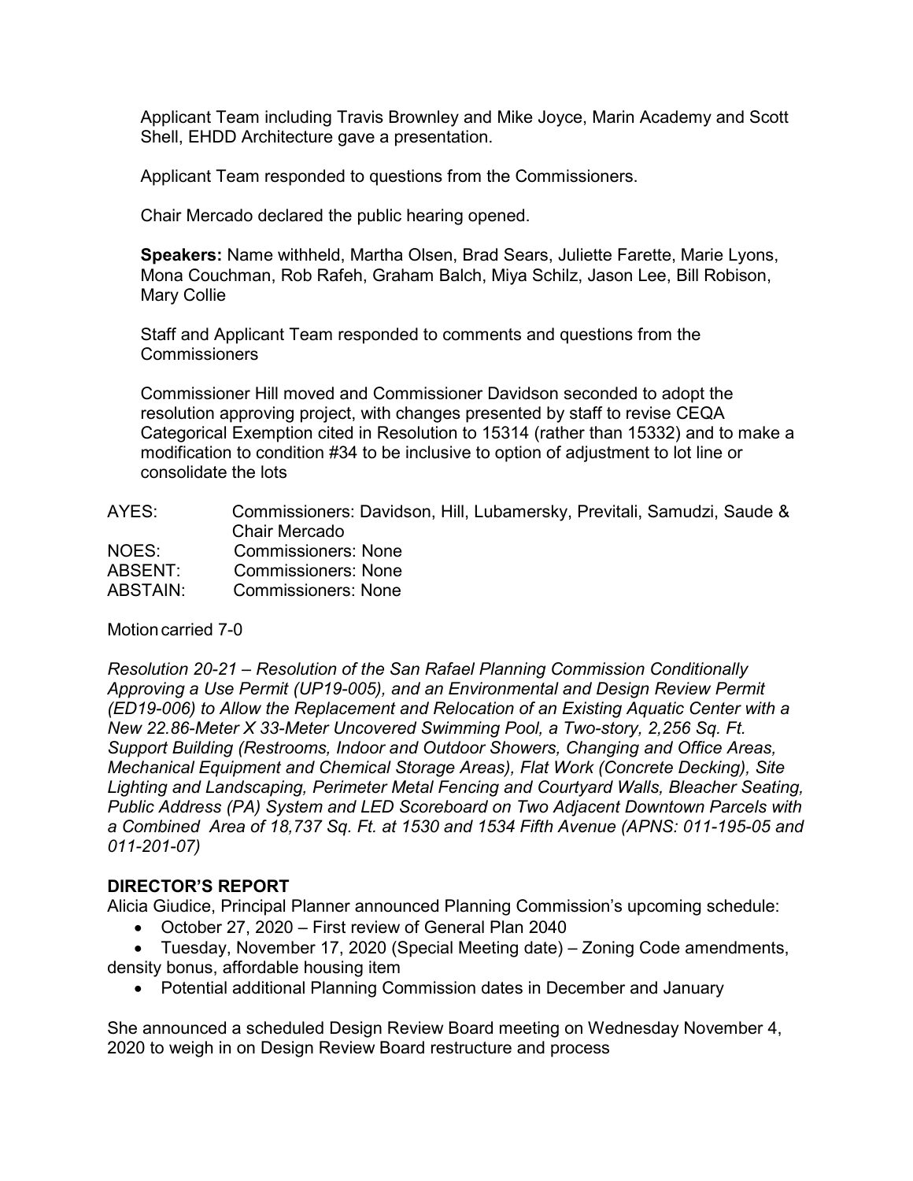Applicant Team including Travis Brownley and Mike Joyce, Marin Academy and Scott Shell, EHDD Architecture gave a presentation.

Applicant Team responded to questions from the Commissioners.

Chair Mercado declared the public hearing opened.

**Speakers:** Name withheld, Martha Olsen, Brad Sears, Juliette Farette, Marie Lyons, Mona Couchman, Rob Rafeh, Graham Balch, Miya Schilz, Jason Lee, Bill Robison, Mary Collie

Staff and Applicant Team responded to comments and questions from the Commissioners

Commissioner Hill moved and Commissioner Davidson seconded to adopt the resolution approving project, with changes presented by staff to revise CEQA Categorical Exemption cited in Resolution to 15314 (rather than 15332) and to make a modification to condition #34 to be inclusive to option of adjustment to lot line or consolidate the lots

| | |
|---|---|
| AYES: | Commissioners: Davidson, Hill, Lubamersky, Previtali, Samudzi, Saude & Chair Mercado |
| NOES: | Commissioners: None |
| ABSENT: | Commissioners: None |
| ABSTAIN: | Commissioners: None |

Motion carried 7-0

*Resolution 20-21 – Resolution of the San Rafael Planning Commission Conditionally Approving a Use Permit (UP19-005), and an Environmental and Design Review Permit (ED19-006) to Allow the Replacement and Relocation of an Existing Aquatic Center with a New 22.86-Meter X 33-Meter Uncovered Swimming Pool, a Two-story, 2,256 Sq. Ft. Support Building (Restrooms, Indoor and Outdoor Showers, Changing and Office Areas, Mechanical Equipment and Chemical Storage Areas), Flat Work (Concrete Decking), Site Lighting and Landscaping, Perimeter Metal Fencing and Courtyard Walls, Bleacher Seating, Public Address (PA) System and LED Scoreboard on Two Adjacent Downtown Parcels with a Combined Area of 18,737 Sq. Ft. at 1530 and 1534 Fifth Avenue (APNS: 011-195-05 and 011-201-07)*

**DIRECTOR'S REPORT**

Alicia Giudice, Principal Planner announced Planning Commission's upcoming schedule:

- October 27, 2020 – First review of General Plan 2040
- Tuesday, November 17, 2020 (Special Meeting date) – Zoning Code amendments, density bonus, affordable housing item
- Potential additional Planning Commission dates in December and January

She announced a scheduled Design Review Board meeting on Wednesday November 4, 2020 to weigh in on Design Review Board restructure and process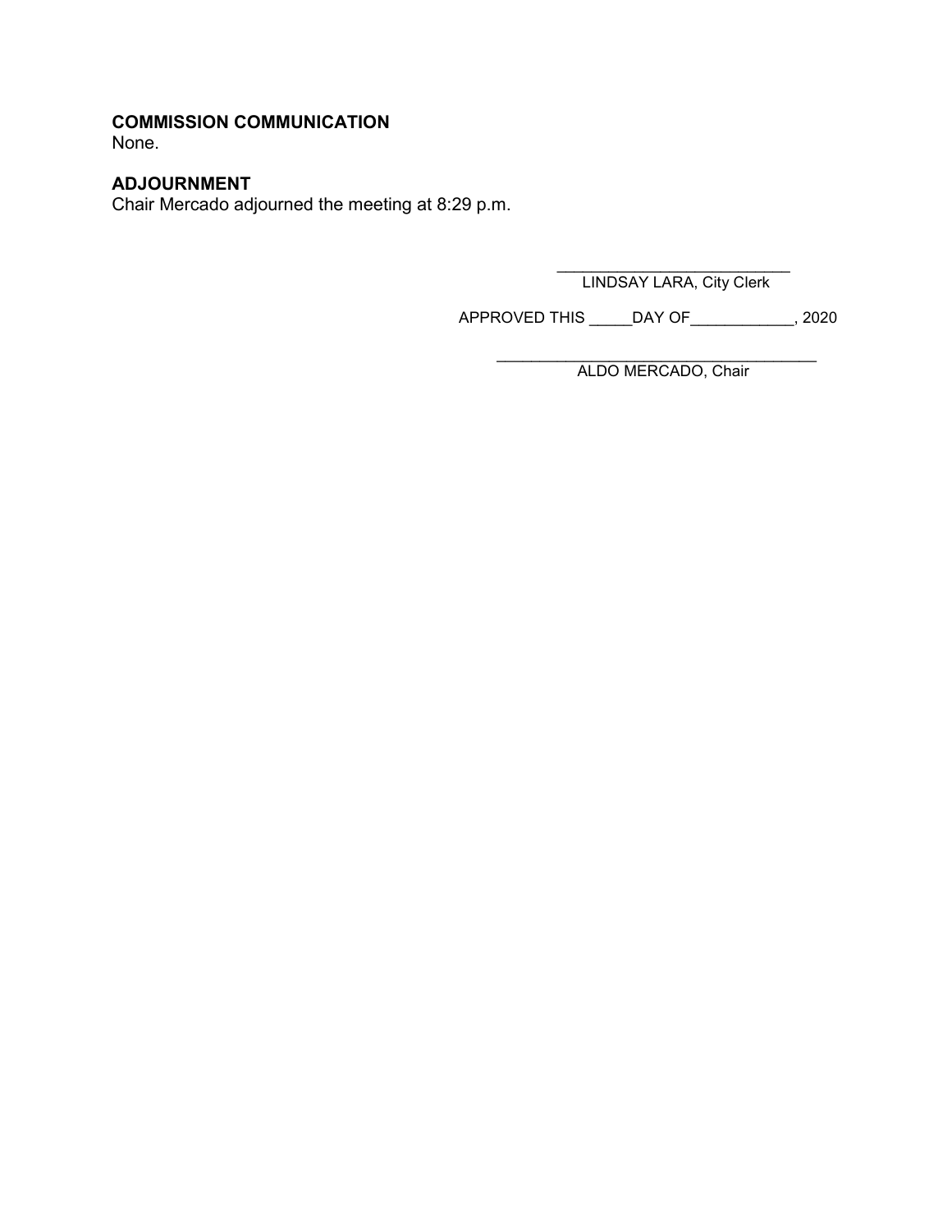**COMMISSION COMMUNICATION**
None.

**ADJOURNMENT**
Chair Mercado adjourned the meeting at 8:29 p.m.

\_\_\_\_\_\_\_\_\_\_\_\_\_\_\_\_\_\_\_\_\_\_\_\_\_\_\_
LINDSAY LARA, City Clerk

APPROVED THIS \_\_\_\_\_DAY OF\_\_\_\_\_\_\_\_\_\_\_\_, 2020

\_\_\_\_\_\_\_\_\_\_\_\_\_\_\_\_\_\_\_\_\_\_\_\_\_\_\_\_\_\_\_\_\_\_\_\_\_
ALDO MERCADO, Chair